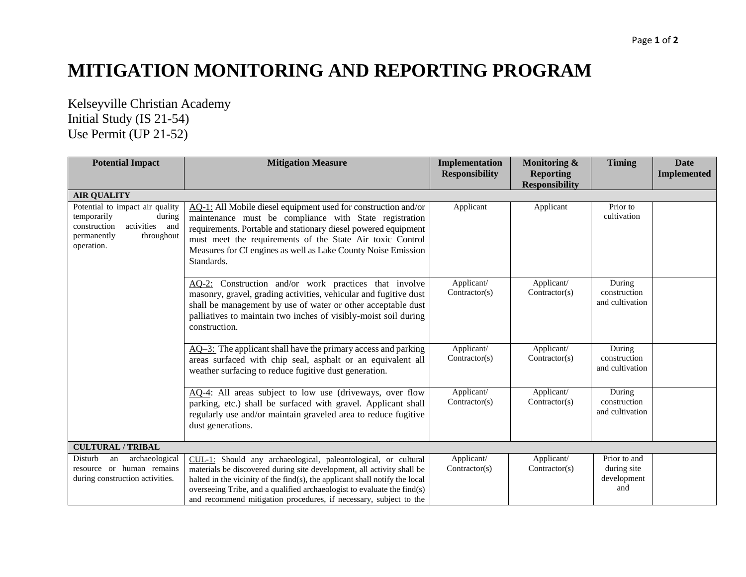# MITIGATION MONITORING AND REPORTING PROGRAM

Kelseyville Christian Academy
Initial Study (IS 21-54)
Use Permit (UP 21-52)

| Potential Impact | Mitigation Measure | Implementation Responsibility | Monitoring & Reporting Responsibility | Timing | Date Implemented |
|---|---|---|---|---|---|
| **AIR QUALITY** | | | | | |
| Potential to impact air quality temporarily during construction activities and permanently throughout operation. | AQ-1: All Mobile diesel equipment used for construction and/or maintenance must be compliance with State registration requirements. Portable and stationary diesel powered equipment must meet the requirements of the State Air toxic Control Measures for CI engines as well as Lake County Noise Emission Standards. | Applicant | Applicant | Prior to cultivation | |
| | AQ-2: Construction and/or work practices that involve masonry, gravel, grading activities, vehicular and fugitive dust shall be management by use of water or other acceptable dust palliatives to maintain two inches of visibly-moist soil during construction. | Applicant/ Contractor(s) | Applicant/ Contractor(s) | During construction and cultivation | |
| | AQ–3: The applicant shall have the primary access and parking areas surfaced with chip seal, asphalt or an equivalent all weather surfacing to reduce fugitive dust generation. | Applicant/ Contractor(s) | Applicant/ Contractor(s) | During construction and cultivation | |
| | AQ-4: All areas subject to low use (driveways, over flow parking, etc.) shall be surfaced with gravel. Applicant shall regularly use and/or maintain graveled area to reduce fugitive dust generations. | Applicant/ Contractor(s) | Applicant/ Contractor(s) | During construction and cultivation | |
| **CULTURAL / TRIBAL** | | | | | |
| Disturb an archaeological resource or human remains during construction activities. | CUL-1: Should any archaeological, paleontological, or cultural materials be discovered during site development, all activity shall be halted in the vicinity of the find(s), the applicant shall notify the local overseeing Tribe, and a qualified archaeologist to evaluate the find(s) and recommend mitigation procedures, if necessary, subject to the | Applicant/ Contractor(s) | Applicant/ Contractor(s) | Prior to and during site development and | |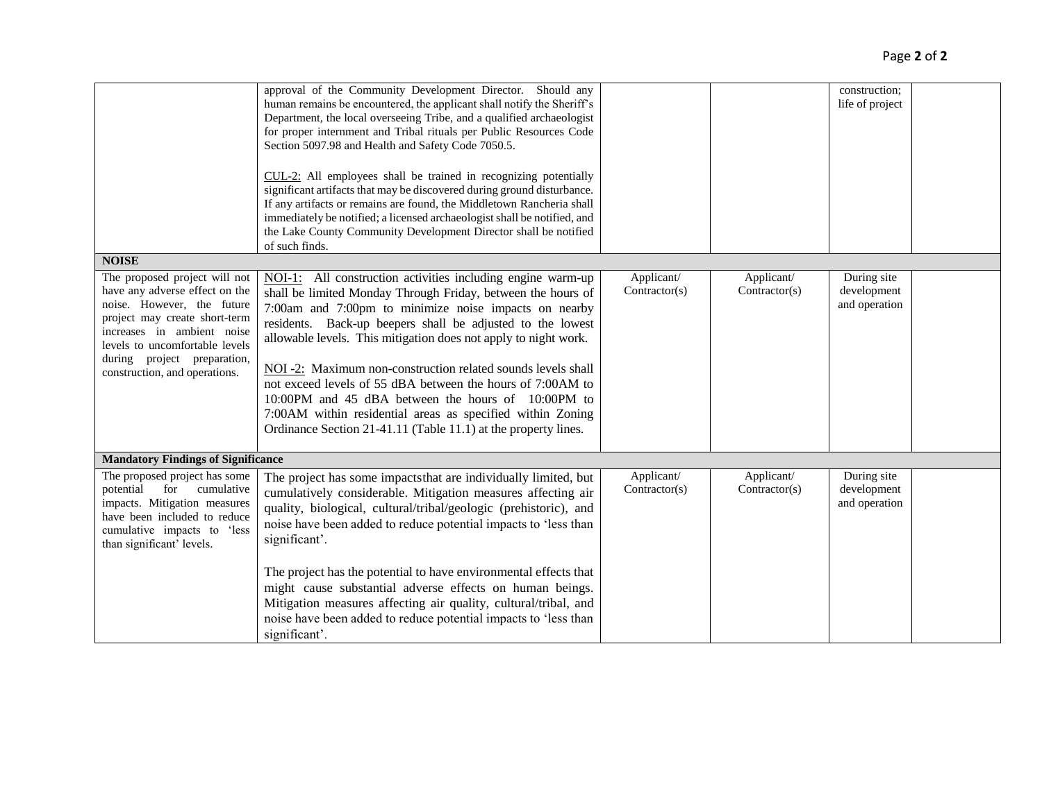| | | | | | |
|---|---|---|---|---|---|
| | approval of the Community Development Director. Should any human remains be encountered, the applicant shall notify the Sheriff's Department, the local overseeing Tribe, and a qualified archaeologist for proper internment and Tribal rituals per Public Resources Code Section 5097.98 and Health and Safety Code 7050.5.<br><br>CUL-2: All employees shall be trained in recognizing potentially significant artifacts that may be discovered during ground disturbance. If any artifacts or remains are found, the Middletown Rancheria shall immediately be notified; a licensed archaeologist shall be notified, and the Lake County Community Development Director shall be notified of such finds. | | | construction; life of project | |
| **NOISE** | | | | | |
| The proposed project will not have any adverse effect on the noise. However, the future project may create short-term increases in ambient noise levels to uncomfortable levels during project preparation, construction, and operations. | NOI-1: All construction activities including engine warm-up shall be limited Monday Through Friday, between the hours of 7:00am and 7:00pm to minimize noise impacts on nearby residents. Back-up beepers shall be adjusted to the lowest allowable levels. This mitigation does not apply to night work.<br><br>NOI -2: Maximum non-construction related sounds levels shall not exceed levels of 55 dBA between the hours of 7:00AM to 10:00PM and 45 dBA between the hours of 10:00PM to 7:00AM within residential areas as specified within Zoning Ordinance Section 21-41.11 (Table 11.1) at the property lines. | Applicant/ Contractor(s) | Applicant/ Contractor(s) | During site development and operation | |
| **Mandatory Findings of Significance** | | | | | |
| The proposed project has some potential for cumulative impacts. Mitigation measures have been included to reduce cumulative impacts to 'less than significant' levels. | The project has some impactsthat are individually limited, but cumulatively considerable. Mitigation measures affecting air quality, biological, cultural/tribal/geologic (prehistoric), and noise have been added to reduce potential impacts to 'less than significant'.<br><br>The project has the potential to have environmental effects that might cause substantial adverse effects on human beings. Mitigation measures affecting air quality, cultural/tribal, and noise have been added to reduce potential impacts to 'less than significant'. | Applicant/ Contractor(s) | Applicant/ Contractor(s) | During site development and operation | |